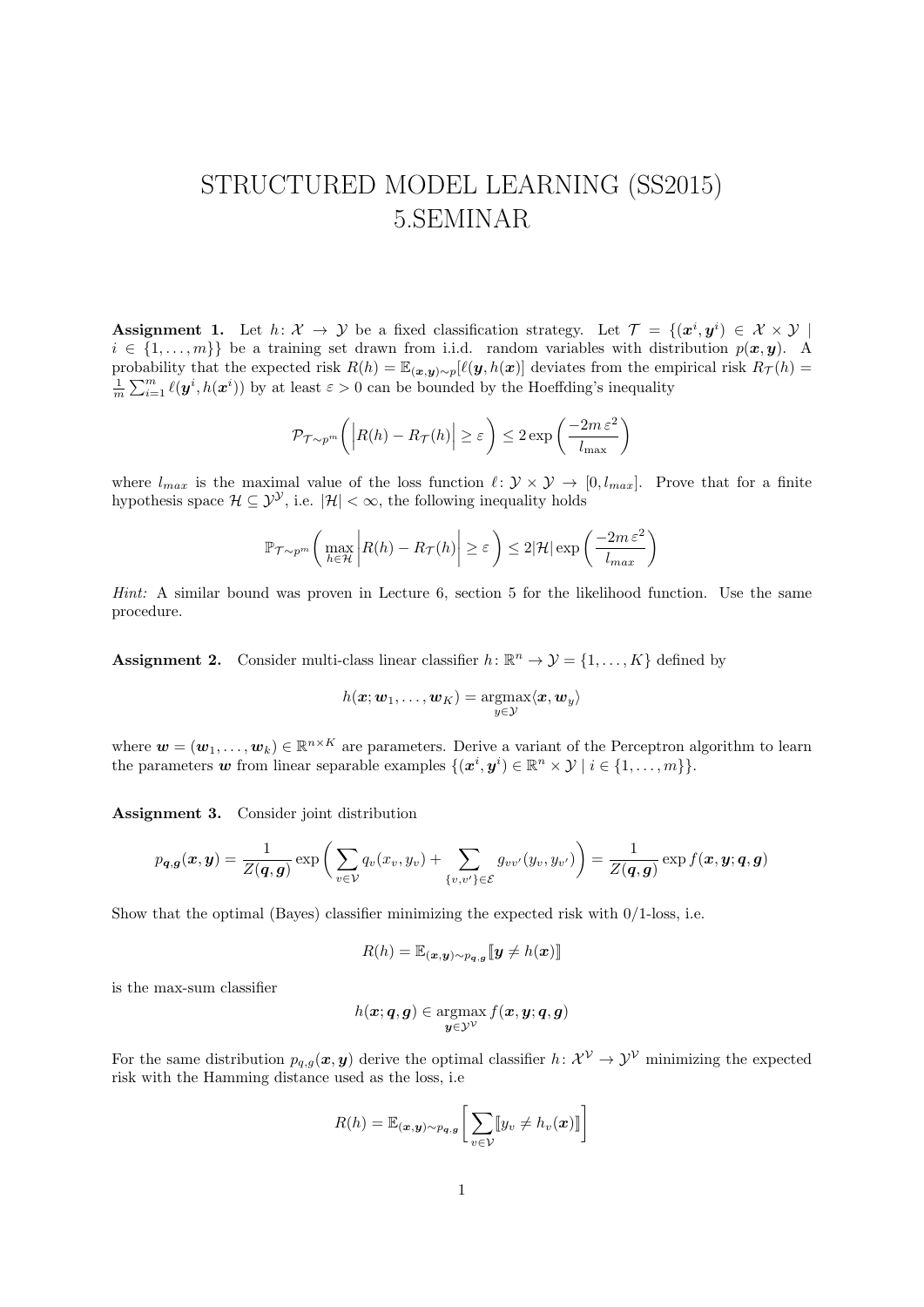# STRUCTURED MODEL LEARNING (SS2015)
# 5.SEMINAR

**Assignment 1.** Let $h\colon \mathcal{X} \to \mathcal{Y}$ be a fixed classification strategy. Let $\mathcal{T} = \{(\boldsymbol{x}^i, \boldsymbol{y}^i) \in \mathcal{X} \times \mathcal{Y} \mid i \in \{1, \ldots, m\}\}$ be a training set drawn from i.i.d. random variables with distribution $p(\boldsymbol{x}, \boldsymbol{y})$. A probability that the expected risk $R(h) = \mathbb{E}_{(\boldsymbol{x},\boldsymbol{y})\sim p}[\ell(\boldsymbol{y}, h(\boldsymbol{x}))]$ deviates from the empirical risk $R_{\mathcal{T}}(h) = \frac{1}{m}\sum_{i=1}^{m} \ell(\boldsymbol{y}^i, h(\boldsymbol{x}^i))$ by at least $\varepsilon > 0$ can be bounded by the Hoeffding's inequality

$$\mathcal{P}_{\mathcal{T}\sim p^m}\left( \left| R(h) - R_{\mathcal{T}}(h) \right| \geq \varepsilon \right) \leq 2\exp\left( \frac{-2m\,\varepsilon^2}{l_{\max}} \right)$$

where $l_{max}$ is the maximal value of the loss function $\ell\colon \mathcal{Y} \times \mathcal{Y} \to [0, l_{max}]$. Prove that for a finite hypothesis space $\mathcal{H} \subseteq \mathcal{Y}^{\mathcal{Y}}$, i.e. $|\mathcal{H}| < \infty$, the following inequality holds

$$\mathbb{P}_{\mathcal{T}\sim p^m}\left( \max_{h\in\mathcal{H}} \left| R(h) - R_{\mathcal{T}}(h) \right| \geq \varepsilon \right) \leq 2|\mathcal{H}| \exp\left( \frac{-2m\,\varepsilon^2}{l_{max}} \right)$$

*Hint:* A similar bound was proven in Lecture 6, section 5 for the likelihood function. Use the same procedure.

**Assignment 2.** Consider multi-class linear classifier $h\colon \mathbb{R}^n \to \mathcal{Y} = \{1, \ldots, K\}$ defined by

$$h(\boldsymbol{x}; \boldsymbol{w}_1, \ldots, \boldsymbol{w}_K) = \operatorname*{argmax}_{y\in\mathcal{Y}} \langle \boldsymbol{x}, \boldsymbol{w}_y \rangle$$

where $\boldsymbol{w} = (\boldsymbol{w}_1, \ldots, \boldsymbol{w}_k) \in \mathbb{R}^{n\times K}$ are parameters. Derive a variant of the Perceptron algorithm to learn the parameters $\boldsymbol{w}$ from linear separable examples $\{(\boldsymbol{x}^i, \boldsymbol{y}^i) \in \mathbb{R}^n \times \mathcal{Y} \mid i \in \{1, \ldots, m\}\}$.

**Assignment 3.** Consider joint distribution

$$p_{\boldsymbol{q},\boldsymbol{g}}(\boldsymbol{x}, \boldsymbol{y}) = \frac{1}{Z(\boldsymbol{q}, \boldsymbol{g})} \exp\left( \sum_{v\in\mathcal{V}} q_v(x_v, y_v) + \sum_{\{v,v'\}\in\mathcal{E}} g_{vv'}(y_v, y_{v'}) \right) = \frac{1}{Z(\boldsymbol{q}, \boldsymbol{g})} \exp f(\boldsymbol{x}, \boldsymbol{y}; \boldsymbol{q}, \boldsymbol{g})$$

Show that the optimal (Bayes) classifier minimizing the expected risk with 0/1-loss, i.e.

$$R(h) = \mathbb{E}_{(\boldsymbol{x},\boldsymbol{y})\sim p_{\boldsymbol{q},\boldsymbol{g}}} [\![ \boldsymbol{y} \neq h(\boldsymbol{x}) ]\!]$$

is the max-sum classifier

$$h(\boldsymbol{x}; \boldsymbol{q}, \boldsymbol{g}) \in \operatorname*{argmax}_{\boldsymbol{y}\in\mathcal{Y}^{\mathcal{V}}} f(\boldsymbol{x}, \boldsymbol{y}; \boldsymbol{q}, \boldsymbol{g})$$

For the same distribution $p_{q,g}(\boldsymbol{x}, \boldsymbol{y})$ derive the optimal classifier $h\colon \mathcal{X}^{\mathcal{V}} \to \mathcal{Y}^{\mathcal{V}}$ minimizing the expected risk with the Hamming distance used as the loss, i.e

$$R(h) = \mathbb{E}_{(\boldsymbol{x},\boldsymbol{y})\sim p_{\boldsymbol{q},\boldsymbol{g}}} \left[ \sum_{v\in\mathcal{V}} [\![ y_v \neq h_v(\boldsymbol{x}) ]\!] \right]$$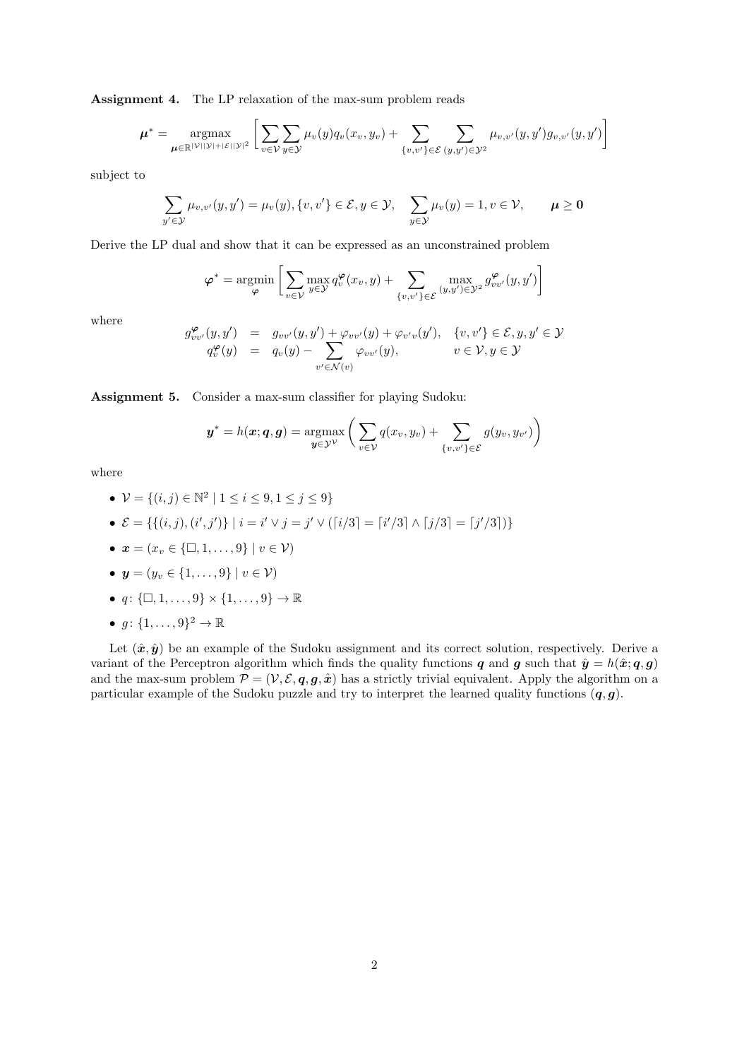**Assignment 4.** The LP relaxation of the max-sum problem reads

$$\boldsymbol{\mu}^* = \underset{\boldsymbol{\mu} \in \mathbb{R}^{|\mathcal{V}||\mathcal{Y}|+|\mathcal{E}||\mathcal{Y}|^2}}{\operatorname{argmax}} \left[ \sum_{v \in \mathcal{V}} \sum_{y \in \mathcal{Y}} \mu_v(y) q_v(x_v, y_v) + \sum_{\{v,v'\} \in \mathcal{E}} \sum_{(y,y') \in \mathcal{Y}^2} \mu_{v,v'}(y,y') g_{v,v'}(y,y') \right]$$

subject to

$$\sum_{y' \in \mathcal{Y}} \mu_{v,v'}(y,y') = \mu_v(y), \{v,v'\} \in \mathcal{E}, y \in \mathcal{Y}, \quad \sum_{y \in \mathcal{Y}} \mu_v(y) = 1, v \in \mathcal{V}, \qquad \boldsymbol{\mu} \geq \mathbf{0}$$

Derive the LP dual and show that it can be expressed as an unconstrained problem

$$\boldsymbol{\varphi}^* = \underset{\boldsymbol{\varphi}}{\operatorname{argmin}} \left[ \sum_{v \in \mathcal{V}} \max_{y \in \mathcal{Y}} q_v^{\boldsymbol{\varphi}}(x_v, y) + \sum_{\{v,v'\} \in \mathcal{E}} \max_{(y,y') \in \mathcal{Y}^2} g_{vv'}^{\boldsymbol{\varphi}}(y,y') \right]$$

where

$$\begin{aligned} g_{vv'}^{\boldsymbol{\varphi}}(y,y') &= g_{vv'}(y,y') + \varphi_{vv'}(y) + \varphi_{v'v}(y'), & \{v,v'\} \in \mathcal{E}, y, y' \in \mathcal{Y} \\ q_v^{\boldsymbol{\varphi}}(y) &= q_v(y) - \sum_{v' \in \mathcal{N}(v)} \varphi_{vv'}(y), & v \in \mathcal{V}, y \in \mathcal{Y} \end{aligned}$$

**Assignment 5.** Consider a max-sum classifier for playing Sudoku:

$$\boldsymbol{y}^* = h(\boldsymbol{x}; \boldsymbol{q}, \boldsymbol{g}) = \underset{\boldsymbol{y} \in \mathcal{Y}^{\mathcal{V}}}{\operatorname{argmax}} \left( \sum_{v \in \mathcal{V}} q(x_v, y_v) + \sum_{\{v,v'\} \in \mathcal{E}} g(y_v, y_{v'}) \right)$$

where

- $\mathcal{V} = \{(i,j) \in \mathbb{N}^2 \mid 1 \leq i \leq 9, 1 \leq j \leq 9\}$
- $\mathcal{E} = \{\{(i,j),(i',j')\} \mid i = i' \vee j = j' \vee (\lceil i/3 \rceil = \lceil i'/3 \rceil \wedge \lceil j/3 \rceil = \lceil j'/3 \rceil)\}$
- $\boldsymbol{x} = (x_v \in \{\square, 1, \ldots, 9\} \mid v \in \mathcal{V})$
- $\boldsymbol{y} = (y_v \in \{1, \ldots, 9\} \mid v \in \mathcal{V})$
- $q \colon \{\square, 1, \ldots, 9\} \times \{1, \ldots, 9\} \to \mathbb{R}$
- $g \colon \{1, \ldots, 9\}^2 \to \mathbb{R}$

Let $(\hat{\boldsymbol{x}}, \hat{\boldsymbol{y}})$ be an example of the Sudoku assignment and its correct solution, respectively. Derive a variant of the Perceptron algorithm which finds the quality functions $\boldsymbol{q}$ and $\boldsymbol{g}$ such that $\hat{\boldsymbol{y}} = h(\hat{\boldsymbol{x}}; \boldsymbol{q}, \boldsymbol{g})$ and the max-sum problem $\mathcal{P} = (\mathcal{V}, \mathcal{E}, \boldsymbol{q}, \boldsymbol{g}, \hat{\boldsymbol{x}})$ has a strictly trivial equivalent. Apply the algorithm on a particular example of the Sudoku puzzle and try to interpret the learned quality functions $(\boldsymbol{q}, \boldsymbol{g})$.